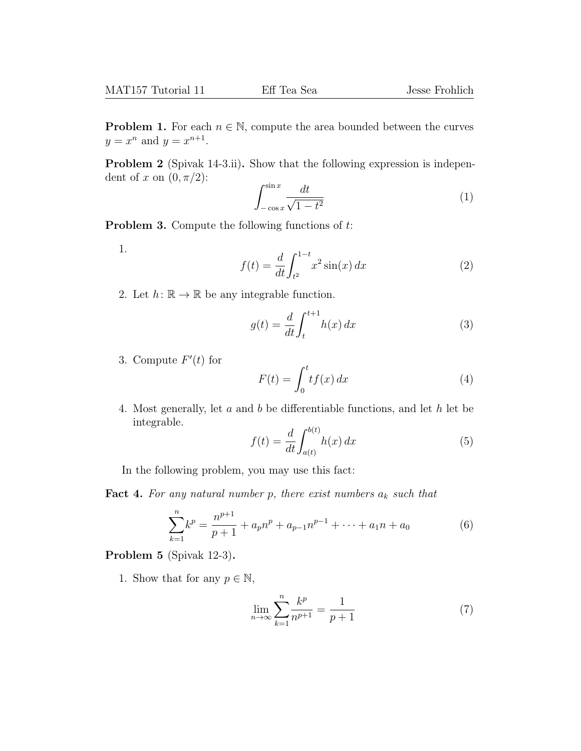**Problem 1.** For each $n \in \mathbb{N}$, compute the area bounded between the curves $y = x^n$ and $y = x^{n+1}$.

**Problem 2** (Spivak 14-3.ii)**.** Show that the following expression is independent of $x$ on $(0, \pi/2)$:

$$\int_{-\cos x}^{\sin x} \frac{dt}{\sqrt{1-t^2}} \tag{1}$$

**Problem 3.** Compute the following functions of $t$:

1. $$f(t) = \frac{d}{dt}\int_{t^2}^{1-t} x^2 \sin(x)\,dx \tag{2}$$

2. Let $h\colon \mathbb{R} \to \mathbb{R}$ be any integrable function.

$$g(t) = \frac{d}{dt}\int_{t}^{t+1} h(x)\,dx \tag{3}$$

3. Compute $F'(t)$ for

$$F(t) = \int_0^t t f(x)\,dx \tag{4}$$

4. Most generally, let $a$ and $b$ be differentiable functions, and let $h$ let be integrable.

$$f(t) = \frac{d}{dt}\int_{a(t)}^{b(t)} h(x)\,dx \tag{5}$$

In the following problem, you may use this fact:

**Fact 4.** *For any natural number $p$, there exist numbers $a_k$ such that*

$$\sum_{k=1}^{n} k^p = \frac{n^{p+1}}{p+1} + a_p n^p + a_{p-1}n^{p-1} + \cdots + a_1 n + a_0 \tag{6}$$

**Problem 5** (Spivak 12-3)**.**

1. Show that for any $p \in \mathbb{N}$,

$$\lim_{n\to\infty} \sum_{k=1}^{n} \frac{k^p}{n^{p+1}} = \frac{1}{p+1} \tag{7}$$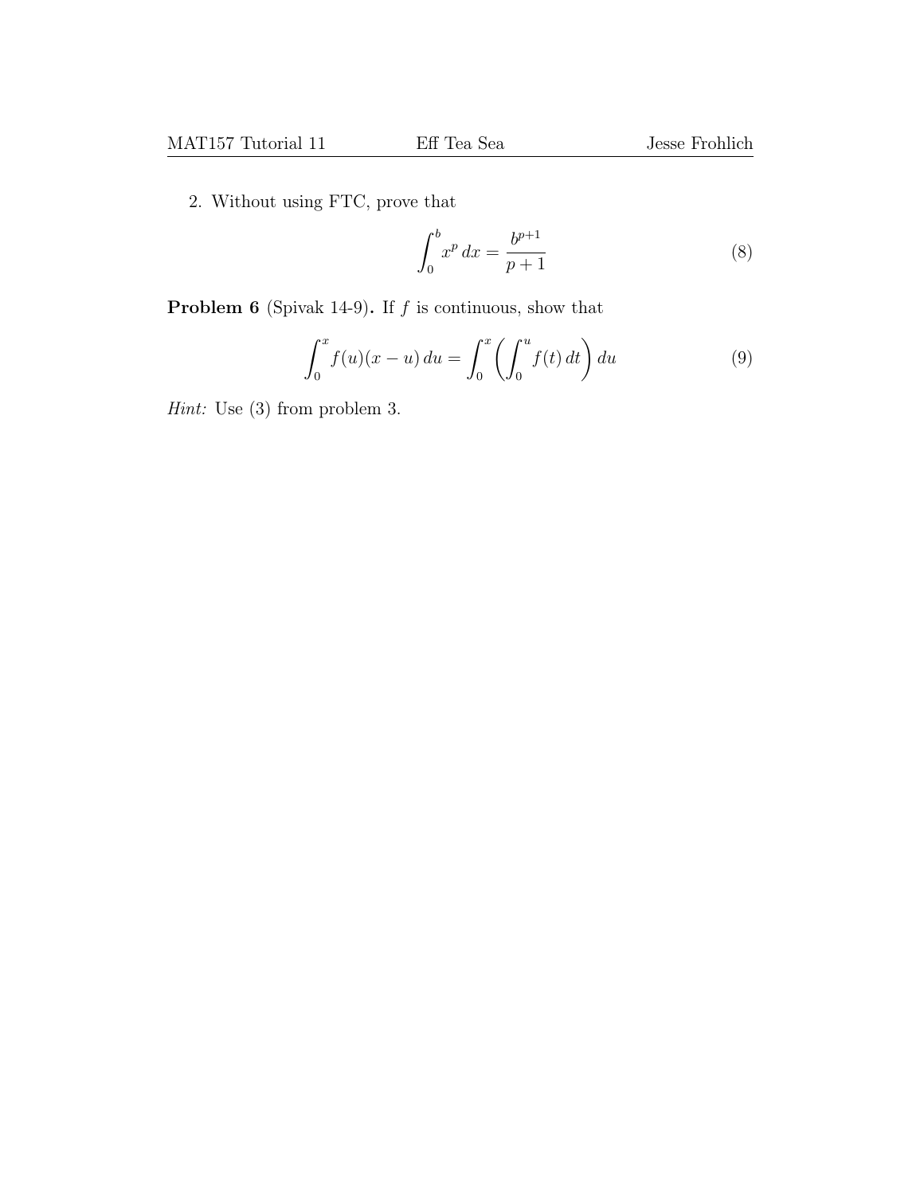2. Without using FTC, prove that

$$\int_0^b x^p \, dx = \frac{b^{p+1}}{p+1} \tag{8}$$

**Problem 6** (Spivak 14-9)**.** If $f$ is continuous, show that

$$\int_0^x f(u)(x-u)\, du = \int_0^x \left( \int_0^u f(t)\, dt \right) du \tag{9}$$

*Hint:* Use (3) from problem 3.